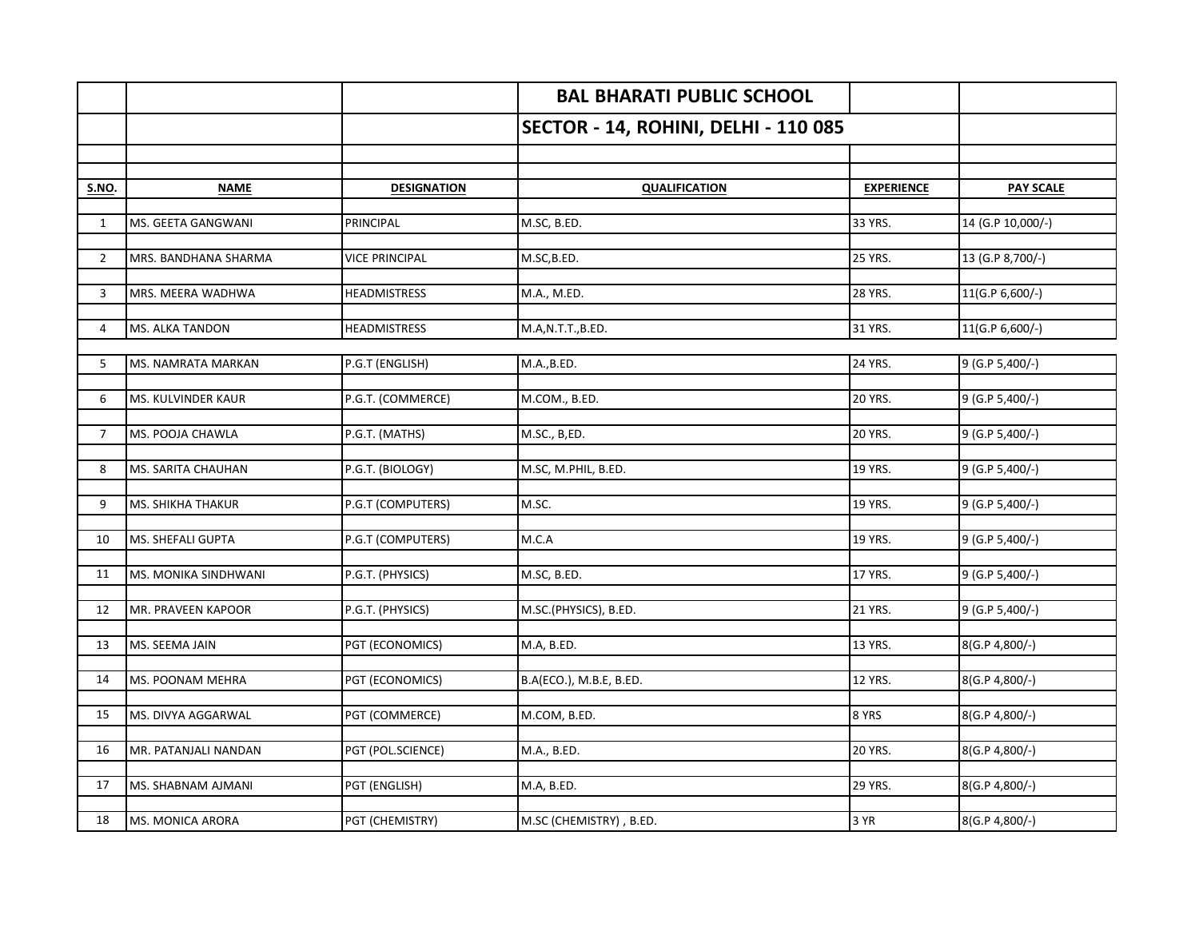# BAL BHARATI PUBLIC SCHOOL

## SECTOR - 14, ROHINI, DELHI - 110 085

| S.NO. | NAME | DESIGNATION | QUALIFICATION | EXPERIENCE | PAY SCALE |
|---|---|---|---|---|---|
| 1 | MS. GEETA GANGWANI | PRINCIPAL | M.SC, B.ED. | 33 YRS. | 14 (G.P 10,000/-) |
| 2 | MRS. BANDHANA SHARMA | VICE PRINCIPAL | M.SC,B.ED. | 25 YRS. | 13 (G.P 8,700/-) |
| 3 | MRS. MEERA WADHWA | HEADMISTRESS | M.A., M.ED. | 28 YRS. | 11(G.P 6,600/-) |
| 4 | MS. ALKA TANDON | HEADMISTRESS | M.A,N.T.T.,B.ED. | 31 YRS. | 11(G.P 6,600/-) |
| 5 | MS. NAMRATA MARKAN | P.G.T (ENGLISH) | M.A.,B.ED. | 24 YRS. | 9 (G.P 5,400/-) |
| 6 | MS. KULVINDER KAUR | P.G.T. (COMMERCE) | M.COM., B.ED. | 20 YRS. | 9 (G.P 5,400/-) |
| 7 | MS. POOJA CHAWLA | P.G.T. (MATHS) | M.SC., B,ED. | 20 YRS. | 9 (G.P 5,400/-) |
| 8 | MS. SARITA CHAUHAN | P.G.T. (BIOLOGY) | M.SC, M.PHIL, B.ED. | 19 YRS. | 9 (G.P 5,400/-) |
| 9 | MS. SHIKHA THAKUR | P.G.T (COMPUTERS) | M.SC. | 19 YRS. | 9 (G.P 5,400/-) |
| 10 | MS. SHEFALI GUPTA | P.G.T (COMPUTERS) | M.C.A | 19 YRS. | 9 (G.P 5,400/-) |
| 11 | MS. MONIKA SINDHWANI | P.G.T. (PHYSICS) | M.SC, B.ED. | 17 YRS. | 9 (G.P 5,400/-) |
| 12 | MR. PRAVEEN KAPOOR | P.G.T. (PHYSICS) | M.SC.(PHYSICS), B.ED. | 21 YRS. | 9 (G.P 5,400/-) |
| 13 | MS. SEEMA JAIN | PGT (ECONOMICS) | M.A, B.ED. | 13 YRS. | 8(G.P 4,800/-) |
| 14 | MS. POONAM MEHRA | PGT (ECONOMICS) | B.A(ECO.), M.B.E, B.ED. | 12 YRS. | 8(G.P 4,800/-) |
| 15 | MS. DIVYA AGGARWAL | PGT (COMMERCE) | M.COM, B.ED. | 8 YRS | 8(G.P 4,800/-) |
| 16 | MR. PATANJALI NANDAN | PGT (POL.SCIENCE) | M.A., B.ED. | 20 YRS. | 8(G.P 4,800/-) |
| 17 | MS. SHABNAM AJMANI | PGT (ENGLISH) | M.A, B.ED. | 29 YRS. | 8(G.P 4,800/-) |
| 18 | MS. MONICA ARORA | PGT (CHEMISTRY) | M.SC (CHEMISTRY) , B.ED. | 3 YR | 8(G.P 4,800/-) |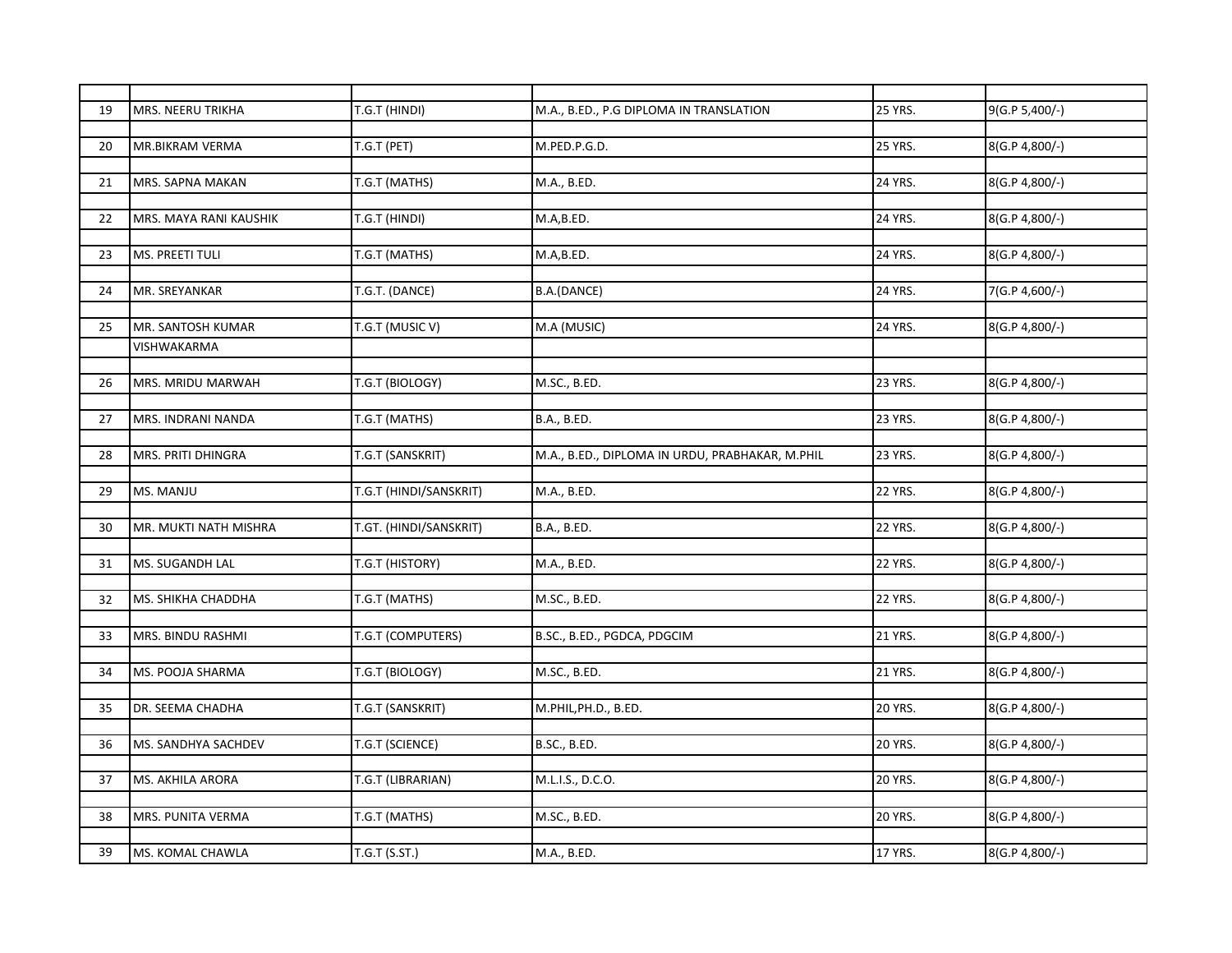| | | | | | |
|---|---|---|---|---|---|
| 19 | MRS. NEERU TRIKHA | T.G.T (HINDI) | M.A., B.ED., P.G DIPLOMA IN TRANSLATION | 25 YRS. | 9(G.P 5,400/-) |
| 20 | MR.BIKRAM VERMA | T.G.T (PET) | M.PED.P.G.D. | 25 YRS. | 8(G.P 4,800/-) |
| 21 | MRS. SAPNA MAKAN | T.G.T (MATHS) | M.A., B.ED. | 24 YRS. | 8(G.P 4,800/-) |
| 22 | MRS. MAYA RANI KAUSHIK | T.G.T (HINDI) | M.A,B.ED. | 24 YRS. | 8(G.P 4,800/-) |
| 23 | MS. PREETI TULI | T.G.T (MATHS) | M.A,B.ED. | 24 YRS. | 8(G.P 4,800/-) |
| 24 | MR. SREYANKAR | T.G.T. (DANCE) | B.A.(DANCE) | 24 YRS. | 7(G.P 4,600/-) |
| 25 | MR. SANTOSH KUMAR VISHWAKARMA | T.G.T (MUSIC V) | M.A (MUSIC) | 24 YRS. | 8(G.P 4,800/-) |
| 26 | MRS. MRIDU MARWAH | T.G.T (BIOLOGY) | M.SC., B.ED. | 23 YRS. | 8(G.P 4,800/-) |
| 27 | MRS. INDRANI NANDA | T.G.T (MATHS) | B.A., B.ED. | 23 YRS. | 8(G.P 4,800/-) |
| 28 | MRS. PRITI DHINGRA | T.G.T (SANSKRIT) | M.A., B.ED., DIPLOMA IN URDU, PRABHAKAR, M.PHIL | 23 YRS. | 8(G.P 4,800/-) |
| 29 | MS. MANJU | T.G.T (HINDI/SANSKRIT) | M.A., B.ED. | 22 YRS. | 8(G.P 4,800/-) |
| 30 | MR. MUKTI NATH MISHRA | T.GT. (HINDI/SANSKRIT) | B.A., B.ED. | 22 YRS. | 8(G.P 4,800/-) |
| 31 | MS. SUGANDH LAL | T.G.T (HISTORY) | M.A., B.ED. | 22 YRS. | 8(G.P 4,800/-) |
| 32 | MS. SHIKHA CHADDHA | T.G.T (MATHS) | M.SC., B.ED. | 22 YRS. | 8(G.P 4,800/-) |
| 33 | MRS. BINDU RASHMI | T.G.T (COMPUTERS) | B.SC., B.ED., PGDCA, PDGCIM | 21 YRS. | 8(G.P 4,800/-) |
| 34 | MS. POOJA SHARMA | T.G.T (BIOLOGY) | M.SC., B.ED. | 21 YRS. | 8(G.P 4,800/-) |
| 35 | DR. SEEMA CHADHA | T.G.T (SANSKRIT) | M.PHIL,PH.D., B.ED. | 20 YRS. | 8(G.P 4,800/-) |
| 36 | MS. SANDHYA SACHDEV | T.G.T (SCIENCE) | B.SC., B.ED. | 20 YRS. | 8(G.P 4,800/-) |
| 37 | MS. AKHILA ARORA | T.G.T (LIBRARIAN) | M.L.I.S., D.C.O. | 20 YRS. | 8(G.P 4,800/-) |
| 38 | MRS. PUNITA VERMA | T.G.T (MATHS) | M.SC., B.ED. | 20 YRS. | 8(G.P 4,800/-) |
| 39 | MS. KOMAL CHAWLA | T.G.T (S.ST.) | M.A., B.ED. | 17 YRS. | 8(G.P 4,800/-) |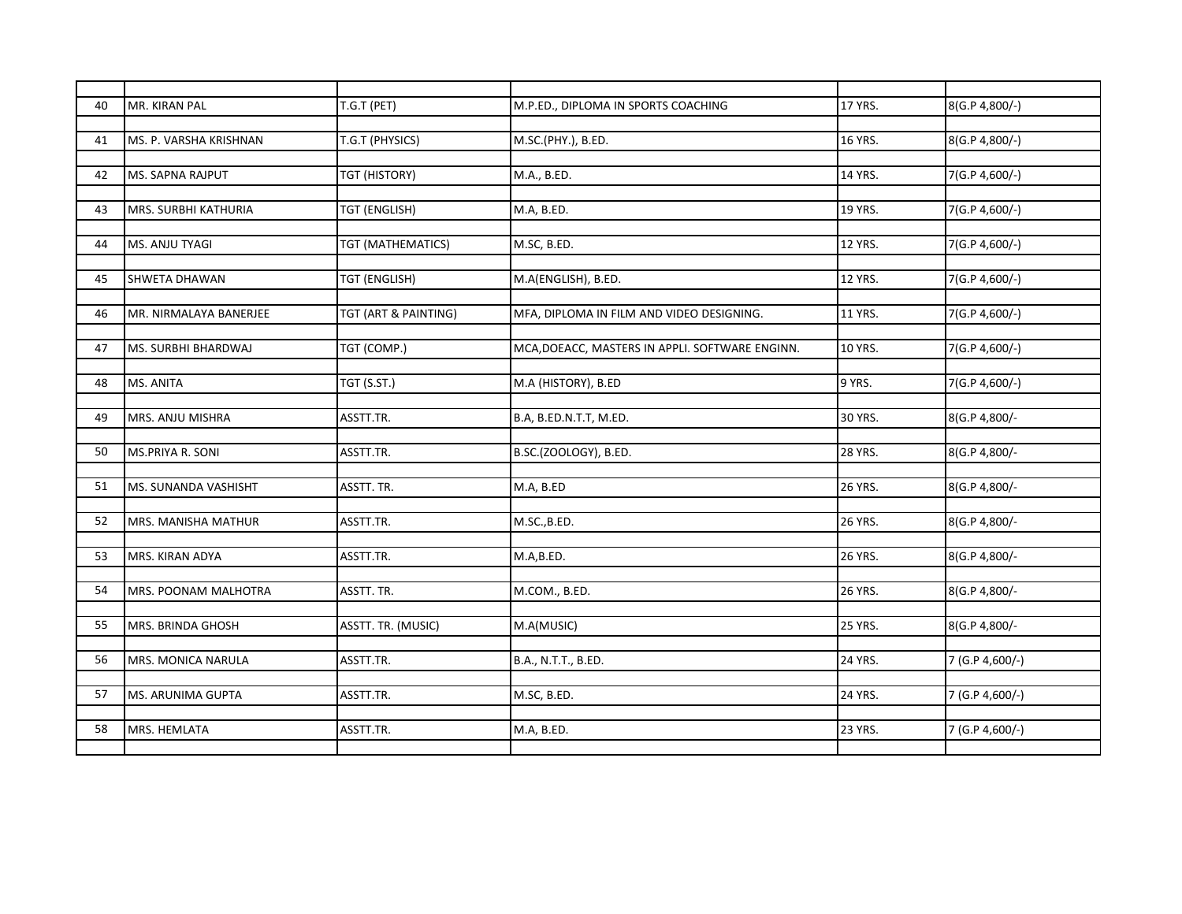| | | | | | |
|---|---|---|---|---|---|
| 40 | MR. KIRAN PAL | T.G.T (PET) | M.P.ED., DIPLOMA IN SPORTS COACHING | 17 YRS. | 8(G.P 4,800/-) |
| 41 | MS. P. VARSHA KRISHNAN | T.G.T (PHYSICS) | M.SC.(PHY.), B.ED. | 16 YRS. | 8(G.P 4,800/-) |
| 42 | MS. SAPNA RAJPUT | TGT (HISTORY) | M.A., B.ED. | 14 YRS. | 7(G.P 4,600/-) |
| 43 | MRS. SURBHI KATHURIA | TGT (ENGLISH) | M.A, B.ED. | 19 YRS. | 7(G.P 4,600/-) |
| 44 | MS. ANJU TYAGI | TGT (MATHEMATICS) | M.SC, B.ED. | 12 YRS. | 7(G.P 4,600/-) |
| 45 | SHWETA DHAWAN | TGT (ENGLISH) | M.A(ENGLISH), B.ED. | 12 YRS. | 7(G.P 4,600/-) |
| 46 | MR. NIRMALAYA BANERJEE | TGT (ART & PAINTING) | MFA, DIPLOMA IN FILM AND VIDEO DESIGNING. | 11 YRS. | 7(G.P 4,600/-) |
| 47 | MS. SURBHI BHARDWAJ | TGT (COMP.) | MCA,DOEACC, MASTERS IN APPLI. SOFTWARE ENGINN. | 10 YRS. | 7(G.P 4,600/-) |
| 48 | MS. ANITA | TGT (S.ST.) | M.A (HISTORY), B.ED | 9 YRS. | 7(G.P 4,600/-) |
| 49 | MRS. ANJU MISHRA | ASSTT.TR. | B.A, B.ED.N.T.T, M.ED. | 30 YRS. | 8(G.P 4,800/- |
| 50 | MS.PRIYA R. SONI | ASSTT.TR. | B.SC.(ZOOLOGY), B.ED. | 28 YRS. | 8(G.P 4,800/- |
| 51 | MS. SUNANDA VASHISHT | ASSTT. TR. | M.A, B.ED | 26 YRS. | 8(G.P 4,800/- |
| 52 | MRS. MANISHA MATHUR | ASSTT.TR. | M.SC.,B.ED. | 26 YRS. | 8(G.P 4,800/- |
| 53 | MRS. KIRAN ADYA | ASSTT.TR. | M.A,B.ED. | 26 YRS. | 8(G.P 4,800/- |
| 54 | MRS. POONAM MALHOTRA | ASSTT. TR. | M.COM., B.ED. | 26 YRS. | 8(G.P 4,800/- |
| 55 | MRS. BRINDA GHOSH | ASSTT. TR. (MUSIC) | M.A(MUSIC) | 25 YRS. | 8(G.P 4,800/- |
| 56 | MRS. MONICA NARULA | ASSTT.TR. | B.A., N.T.T., B.ED. | 24 YRS. | 7 (G.P 4,600/-) |
| 57 | MS. ARUNIMA GUPTA | ASSTT.TR. | M.SC, B.ED. | 24 YRS. | 7 (G.P 4,600/-) |
| 58 | MRS. HEMLATA | ASSTT.TR. | M.A, B.ED. | 23 YRS. | 7 (G.P 4,600/-) |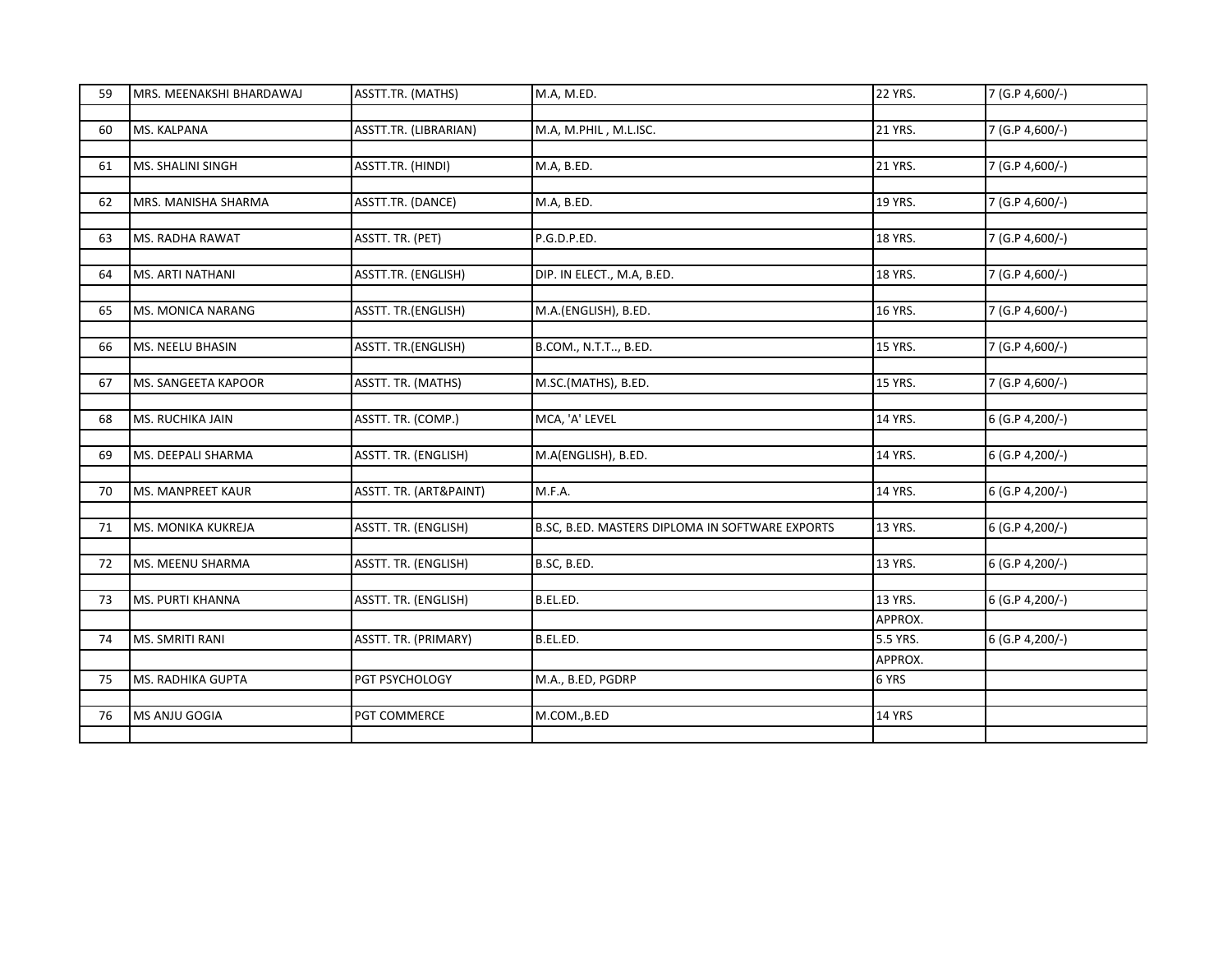| 59 | MRS. MEENAKSHI BHARDAWAJ | ASSTT.TR. (MATHS) | M.A, M.ED. | 22 YRS. | 7 (G.P 4,600/-) |
|---|---|---|---|---|---|
| 60 | MS. KALPANA | ASSTT.TR. (LIBRARIAN) | M.A, M.PHIL , M.L.ISC. | 21 YRS. | 7 (G.P 4,600/-) |
| 61 | MS. SHALINI SINGH | ASSTT.TR. (HINDI) | M.A, B.ED. | 21 YRS. | 7 (G.P 4,600/-) |
| 62 | MRS. MANISHA SHARMA | ASSTT.TR. (DANCE) | M.A, B.ED. | 19 YRS. | 7 (G.P 4,600/-) |
| 63 | MS. RADHA RAWAT | ASSTT. TR. (PET) | P.G.D.P.ED. | 18 YRS. | 7 (G.P 4,600/-) |
| 64 | MS. ARTI NATHANI | ASSTT.TR. (ENGLISH) | DIP. IN ELECT., M.A, B.ED. | 18 YRS. | 7 (G.P 4,600/-) |
| 65 | MS. MONICA NARANG | ASSTT. TR.(ENGLISH) | M.A.(ENGLISH), B.ED. | 16 YRS. | 7 (G.P 4,600/-) |
| 66 | MS. NEELU BHASIN | ASSTT. TR.(ENGLISH) | B.COM., N.T.T.., B.ED. | 15 YRS. | 7 (G.P 4,600/-) |
| 67 | MS. SANGEETA KAPOOR | ASSTT. TR. (MATHS) | M.SC.(MATHS), B.ED. | 15 YRS. | 7 (G.P 4,600/-) |
| 68 | MS. RUCHIKA JAIN | ASSTT. TR. (COMP.) | MCA, 'A' LEVEL | 14 YRS. | 6 (G.P 4,200/-) |
| 69 | MS. DEEPALI SHARMA | ASSTT. TR. (ENGLISH) | M.A(ENGLISH), B.ED. | 14 YRS. | 6 (G.P 4,200/-) |
| 70 | MS. MANPREET KAUR | ASSTT. TR. (ART&PAINT) | M.F.A. | 14 YRS. | 6 (G.P 4,200/-) |
| 71 | MS. MONIKA KUKREJA | ASSTT. TR. (ENGLISH) | B.SC, B.ED. MASTERS DIPLOMA IN SOFTWARE EXPORTS | 13 YRS. | 6 (G.P 4,200/-) |
| 72 | MS. MEENU SHARMA | ASSTT. TR. (ENGLISH) | B.SC, B.ED. | 13 YRS. | 6 (G.P 4,200/-) |
| 73 | MS. PURTI KHANNA | ASSTT. TR. (ENGLISH) | B.EL.ED. | 13 YRS. APPROX. | 6 (G.P 4,200/-) |
| 74 | MS. SMRITI RANI | ASSTT. TR. (PRIMARY) | B.EL.ED. | 5.5 YRS. APPROX. | 6 (G.P 4,200/-) |
| 75 | MS. RADHIKA GUPTA | PGT PSYCHOLOGY | M.A., B.ED, PGDRP | 6 YRS | |
| 76 | MS ANJU GOGIA | PGT COMMERCE | M.COM.,B.ED | 14 YRS | |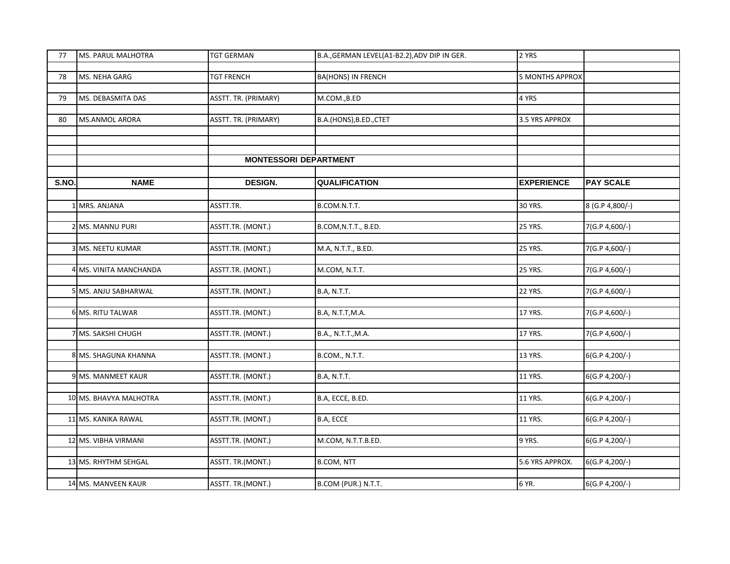| 77 | MS. PARUL MALHOTRA | TGT GERMAN | B.A.,GERMAN LEVEL(A1-B2.2),ADV DIP IN GER. | 2 YRS | |
|---|---|---|---|---|---|
| 78 | MS. NEHA GARG | TGT FRENCH | BA(HONS) IN FRENCH | 5 MONTHS APPROX | |
| 79 | MS. DEBASMITA DAS | ASSTT. TR. (PRIMARY) | M.COM.,B.ED | 4 YRS | |
| 80 | MS.ANMOL ARORA | ASSTT. TR. (PRIMARY) | B.A.(HONS),B.ED.,CTET | 3.5 YRS APPROX | |

## MONTESSORI DEPARTMENT

| S.NO. | NAME | DESIGN. | QUALIFICATION | EXPERIENCE | PAY SCALE |
|---|---|---|---|---|---|
| 1 | MRS. ANJANA | ASSTT.TR. | B.COM.N.T.T. | 30 YRS. | 8 (G.P 4,800/-) |
| 2 | MS. MANNU PURI | ASSTT.TR. (MONT.) | B.COM,N.T.T., B.ED. | 25 YRS. | 7(G.P 4,600/-) |
| 3 | MS. NEETU KUMAR | ASSTT.TR. (MONT.) | M.A, N.T.T., B.ED. | 25 YRS. | 7(G.P 4,600/-) |
| 4 | MS. VINITA MANCHANDA | ASSTT.TR. (MONT.) | M.COM, N.T.T. | 25 YRS. | 7(G.P 4,600/-) |
| 5 | MS. ANJU SABHARWAL | ASSTT.TR. (MONT.) | B.A, N.T.T. | 22 YRS. | 7(G.P 4,600/-) |
| 6 | MS. RITU TALWAR | ASSTT.TR. (MONT.) | B.A, N.T.T,M.A. | 17 YRS. | 7(G.P 4,600/-) |
| 7 | MS. SAKSHI CHUGH | ASSTT.TR. (MONT.) | B.A., N.T.T.,M.A. | 17 YRS. | 7(G.P 4,600/-) |
| 8 | MS. SHAGUNA KHANNA | ASSTT.TR. (MONT.) | B.COM., N.T.T. | 13 YRS. | 6(G.P 4,200/-) |
| 9 | MS. MANMEET KAUR | ASSTT.TR. (MONT.) | B.A, N.T.T. | 11 YRS. | 6(G.P 4,200/-) |
| 10 | MS. BHAVYA MALHOTRA | ASSTT.TR. (MONT.) | B.A, ECCE, B.ED. | 11 YRS. | 6(G.P 4,200/-) |
| 11 | MS. KANIKA RAWAL | ASSTT.TR. (MONT.) | B.A, ECCE | 11 YRS. | 6(G.P 4,200/-) |
| 12 | MS. VIBHA VIRMANI | ASSTT.TR. (MONT.) | M.COM, N.T.T.B.ED. | 9 YRS. | 6(G.P 4,200/-) |
| 13 | MS. RHYTHM SEHGAL | ASSTT. TR.(MONT.) | B.COM, NTT | 5.6 YRS APPROX. | 6(G.P 4,200/-) |
| 14 | MS. MANVEEN KAUR | ASSTT. TR.(MONT.) | B.COM (PUR.) N.T.T. | 6 YR. | 6(G.P 4,200/-) |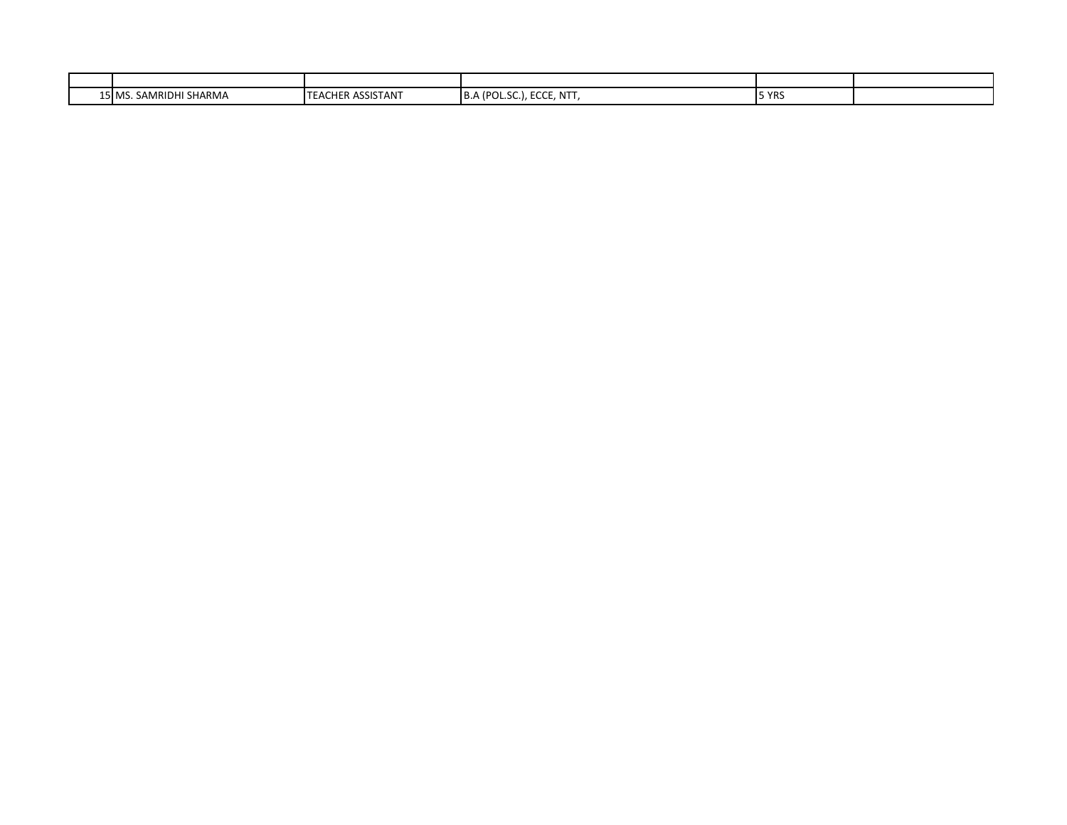| | | | | | |
|---|---|---|---|---|---|
| | | | | | |
| 15 | MS. SAMRIDHI SHARMA | TEACHER ASSISTANT | B.A (POL.SC.), ECCE, NTT, | 5 YRS | |